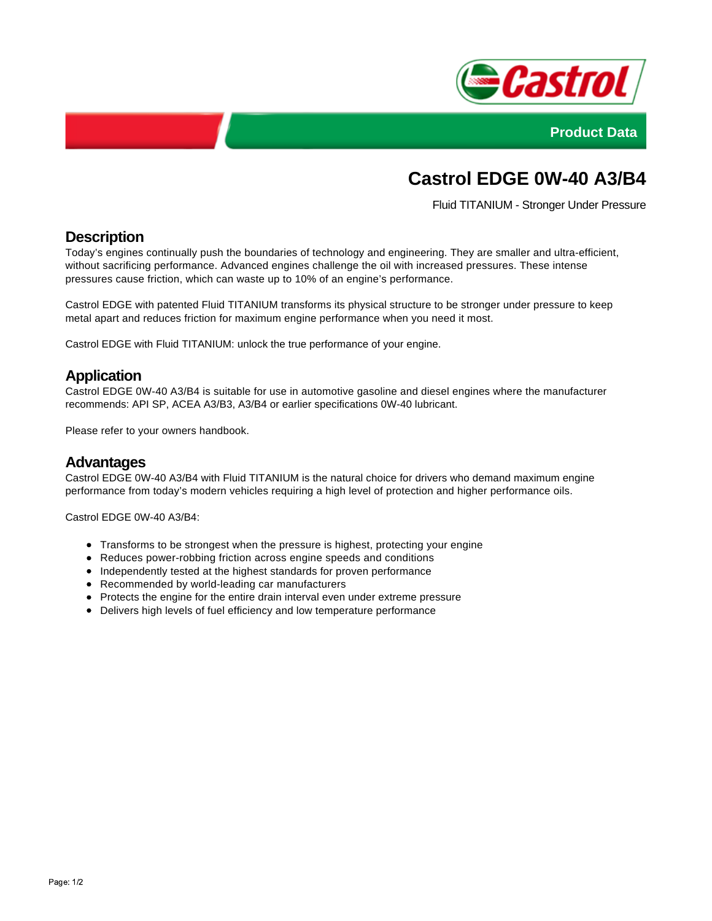Product Data

# Castrol EDGE 0W-40 A3/B4

Fluid TITANIUM - Stronger Under Pressure

## Description

Today's engines continually push the boundaries of technology and engineering. They are smaller and ultra-efficient, without sacrificing performance. Advanced engines challenge the oil with increased pressures. These intense pressures cause friction, which can waste up to 10% of an engine's performance.

Castrol EDGE with patented Fluid TITANIUM transforms its physical structure to be stronger under pressure to keep metal apart and reduces friction for maximum engine performance when you need it most.

Castrol EDGE with Fluid TITANIUM: unlock the true performance of your engine.

## Application

Castrol EDGE 0W-40 A3/B4 is suitable for use in automotive gasoline and diesel engines where the manufacturer recommends: API SP, ACEA A3/B3, A3/B4 or earlier specifications 0W-40 lubricant.

Please refer to your owners handbook.

## Advantages

Castrol EDGE 0W-40 A3/B4 with Fluid TITANIUM is the natural choice for drivers who demand maximum engine performance from today's modern vehicles requiring a high level of protection and higher performance oils.

Castrol EDGE 0W-40 A3/B4:

- Transforms to be strongest when the pressure is highest, protecting your engine
- Reduces power-robbing friction across engine speeds and conditions
- Independently tested at the highest standards for proven performance
- Recommended by world-leading car manufacturers
- Protects the engine for the entire drain interval even under extreme pressure
- Delivers high levels of fuel efficiency and low temperature performance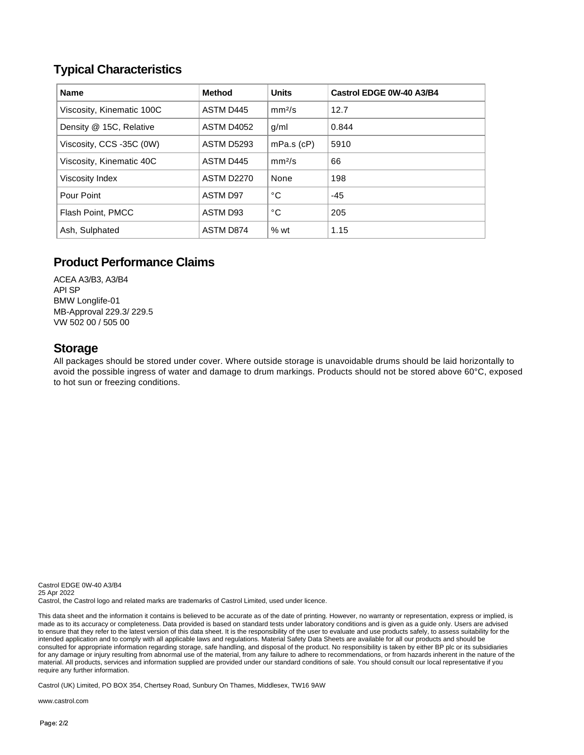## Typical Characteristics

| Name | Method | Units | Castrol EDGE 0W-40 A3/B4 |
|---|---|---|---|
| Viscosity, Kinematic 100C | ASTM D445 | $mm^2/s$ | 12.7 |
| Density @ 15C, Relative | ASTM D4052 | g/ml | 0.844 |
| Viscosity, CCS -35C (0W) | ASTM D5293 | mPa.s (cP) | 5910 |
| Viscosity, Kinematic 40C | ASTM D445 | $mm^2/s$ | 66 |
| Viscosity Index | ASTM D2270 | None | 198 |
| Pour Point | ASTM D97 | °C | -45 |
| Flash Point, PMCC | ASTM D93 | °C | 205 |
| Ash, Sulphated | ASTM D874 | % wt | 1.15 |

## Product Performance Claims

ACEA A3/B3, A3/B4
API SP
BMW Longlife-01
MB-Approval 229.3/ 229.5
VW 502 00 / 505 00

## Storage

All packages should be stored under cover. Where outside storage is unavoidable drums should be laid horizontally to avoid the possible ingress of water and damage to drum markings. Products should not be stored above 60°C, exposed to hot sun or freezing conditions.

Castrol EDGE 0W-40 A3/B4
25 Apr 2022
Castrol, the Castrol logo and related marks are trademarks of Castrol Limited, used under licence.

This data sheet and the information it contains is believed to be accurate as of the date of printing. However, no warranty or representation, express or implied, is made as to its accuracy or completeness. Data provided is based on standard tests under laboratory conditions and is given as a guide only. Users are advised to ensure that they refer to the latest version of this data sheet. It is the responsibility of the user to evaluate and use products safely, to assess suitability for the intended application and to comply with all applicable laws and regulations. Material Safety Data Sheets are available for all our products and should be consulted for appropriate information regarding storage, safe handling, and disposal of the product. No responsibility is taken by either BP plc or its subsidiaries for any damage or injury resulting from abnormal use of the material, from any failure to adhere to recommendations, or from hazards inherent in the nature of the material. All products, services and information supplied are provided under our standard conditions of sale. You should consult our local representative if you require any further information.

Castrol (UK) Limited, PO BOX 354, Chertsey Road, Sunbury On Thames, Middlesex, TW16 9AW

www.castrol.com